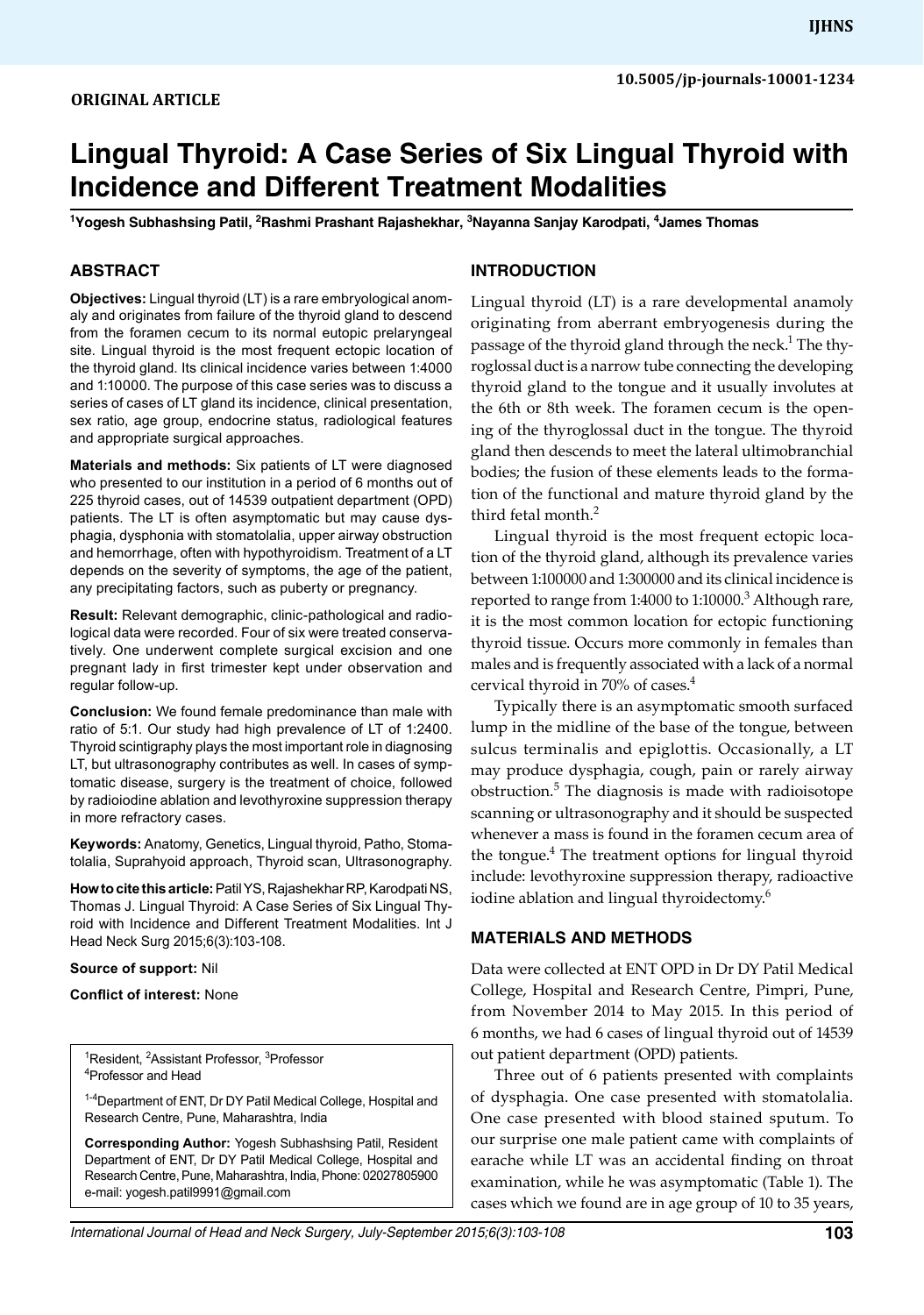**ORIGINAL ARTICLE**

10.5005/jp-journals-10001-1234

# Lingual Thyroid: A Case Series of Six Lingual Thyroid with Incidence and Different Treatment Modalities

[1]Yogesh Subhashsing Patil, [2]Rashmi Prashant Rajashekhar, [3]Nayanna Sanjay Karodpati, [4]James Thomas

## ABSTRACT

**Objectives:** Lingual thyroid (LT) is a rare embryological anomaly and originates from failure of the thyroid gland to descend from the foramen cecum to its normal eutopic prelaryngeal site. Lingual thyroid is the most frequent ectopic location of the thyroid gland. Its clinical incidence varies between 1:4000 and 1:10000. The purpose of this case series was to discuss a series of cases of LT gland its incidence, clinical presentation, sex ratio, age group, endocrine status, radiological features and appropriate surgical approaches.

**Materials and methods:** Six patients of LT were diagnosed who presented to our institution in a period of 6 months out of 225 thyroid cases, out of 14539 outpatient department (OPD) patients. The LT is often asymptomatic but may cause dysphagia, dysphonia with stomatolalia, upper airway obstruction and hemorrhage, often with hypothyroidism. Treatment of a LT depends on the severity of symptoms, the age of the patient, any precipitating factors, such as puberty or pregnancy.

**Result:** Relevant demographic, clinic-pathological and radiological data were recorded. Four of six were treated conservatively. One underwent complete surgical excision and one pregnant lady in first trimester kept under observation and regular follow-up.

**Conclusion:** We found female predominance than male with ratio of 5:1. Our study had high prevalence of LT of 1:2400. Thyroid scintigraphy plays the most important role in diagnosing LT, but ultrasonography contributes as well. In cases of symptomatic disease, surgery is the treatment of choice, followed by radioiodine ablation and levothyroxine suppression therapy in more refractory cases.

**Keywords:** Anatomy, Genetics, Lingual thyroid, Patho, Stomatolalia, Suprahyoid approach, Thyroid scan, Ultrasonography.

**How to cite this article:** Patil YS, Rajashekhar RP, Karodpati NS, Thomas J. Lingual Thyroid: A Case Series of Six Lingual Thyroid with Incidence and Different Treatment Modalities. Int J Head Neck Surg 2015;6(3):103-108.

**Source of support:** Nil

**Conflict of interest:** None

[1]Resident, [2]Assistant Professor, [3]Professor
[4]Professor and Head

[1-4]Department of ENT, Dr DY Patil Medical College, Hospital and Research Centre, Pune, Maharashtra, India

**Corresponding Author:** Yogesh Subhashsing Patil, Resident Department of ENT, Dr DY Patil Medical College, Hospital and Research Centre, Pune, Maharashtra, India, Phone: 02027805900 e-mail: yogesh.patil9991@gmail.com

## INTRODUCTION

Lingual thyroid (LT) is a rare developmental anamoly originating from aberrant embryogenesis during the passage of the thyroid gland through the neck.[1] The thyroglossal duct is a narrow tube connecting the developing thyroid gland to the tongue and it usually involutes at the 6th or 8th week. The foramen cecum is the opening of the thyroglossal duct in the tongue. The thyroid gland then descends to meet the lateral ultimobranchial bodies; the fusion of these elements leads to the formation of the functional and mature thyroid gland by the third fetal month.[2]

Lingual thyroid is the most frequent ectopic location of the thyroid gland, although its prevalence varies between 1:100000 and 1:300000 and its clinical incidence is reported to range from 1:4000 to 1:10000.[3] Although rare, it is the most common location for ectopic functioning thyroid tissue. Occurs more commonly in females than males and is frequently associated with a lack of a normal cervical thyroid in 70% of cases.[4]

Typically there is an asymptomatic smooth surfaced lump in the midline of the base of the tongue, between sulcus terminalis and epiglottis. Occasionally, a LT may produce dysphagia, cough, pain or rarely airway obstruction.[5] The diagnosis is made with radioisotope scanning or ultrasonography and it should be suspected whenever a mass is found in the foramen cecum area of the tongue.[4] The treatment options for lingual thyroid include: levothyroxine suppression therapy, radioactive iodine ablation and lingual thyroidectomy.[6]

## MATERIALS AND METHODS

Data were collected at ENT OPD in Dr DY Patil Medical College, Hospital and Research Centre, Pimpri, Pune, from November 2014 to May 2015. In this period of 6 months, we had 6 cases of lingual thyroid out of 14539 out patient department (OPD) patients.

Three out of 6 patients presented with complaints of dysphagia. One case presented with stomatolalia. One case presented with blood stained sputum. To our surprise one male patient came with complaints of earache while LT was an accidental finding on throat examination, while he was asymptomatic (Table 1). The cases which we found are in age group of 10 to 35 years,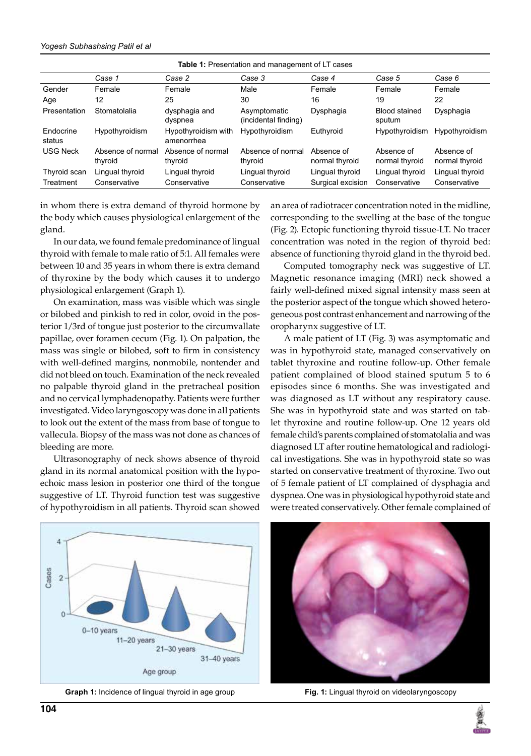**Table 1:** Presentation and management of LT cases

| | Case 1 | Case 2 | Case 3 | Case 4 | Case 5 | Case 6 |
|---|---|---|---|---|---|---|
| Gender | Female | Female | Male | Female | Female | Female |
| Age | 12 | 25 | 30 | 16 | 19 | 22 |
| Presentation | Stomatolalia | dysphagia and dyspnea | Asymptomatic (incidental finding) | Dysphagia | Blood stained sputum | Dysphagia |
| Endocrine status | Hypothyroidism | Hypothyroidism with amenorrhea | Hypothyroidism | Euthyroid | Hypothyroidism | Hypothyroidism |
| USG Neck | Absence of normal thyroid | Absence of normal thyroid | Absence of normal thyroid | Absence of normal thyroid | Absence of normal thyroid | Absence of normal thyroid |
| Thyroid scan | Lingual thyroid | Lingual thyroid | Lingual thyroid | Lingual thyroid | Lingual thyroid | Lingual thyroid |
| Treatment | Conservative | Conservative | Conservative | Surgical excision | Conservative | Conservative |

in whom there is extra demand of thyroid hormone by the body which causes physiological enlargement of the gland.

In our data, we found female predominance of lingual thyroid with female to male ratio of 5:1. All females were between 10 and 35 years in whom there is extra demand of thyroxine by the body which causes it to undergo physiological enlargement (Graph 1).

On examination, mass was visible which was single or bilobed and pinkish to red in color, ovoid in the posterior 1/3rd of tongue just posterior to the circumvallate papillae, over foramen cecum (Fig. 1). On palpation, the mass was single or bilobed, soft to firm in consistency with well-defined margins, nonmobile, nontender and did not bleed on touch. Examination of the neck revealed no palpable thyroid gland in the pretracheal position and no cervical lymphadenopathy. Patients were further investigated. Video laryngoscopy was done in all patients to look out the extent of the mass from base of tongue to vallecula. Biopsy of the mass was not done as chances of bleeding are more.

Ultrasonography of neck shows absence of thyroid gland in its normal anatomical position with the hypoechoic mass lesion in posterior one third of the tongue suggestive of LT. Thyroid function test was suggestive of hypothyroidism in all patients. Thyroid scan showed an area of radiotracer concentration noted in the midline, corresponding to the swelling at the base of the tongue (Fig. 2). Ectopic functioning thyroid tissue-LT. No tracer concentration was noted in the region of thyroid bed: absence of functioning thyroid gland in the thyroid bed.

Computed tomography neck was suggestive of LT. Magnetic resonance imaging (MRI) neck showed a fairly well-defined mixed signal intensity mass seen at the posterior aspect of the tongue which showed heterogeneous post contrast enhancement and narrowing of the oropharynx suggestive of LT.

A male patient of LT (Fig. 3) was asymptomatic and was in hypothyroid state, managed conservatively on tablet thyroxine and routine follow-up. Other female patient complained of blood stained sputum 5 to 6 episodes since 6 months. She was investigated and was diagnosed as LT without any respiratory cause. She was in hypothyroid state and was started on tablet thyroxine and routine follow-up. One 12 years old female child's parents complained of stomatolalia and was diagnosed LT after routine hematological and radiological investigations. She was in hypothyroid state so was started on conservative treatment of thyroxine. Two out of 5 female patient of LT complained of dysphagia and dyspnea. One was in physiological hypothyroid state and were treated conservatively. Other female complained of

Cases
4
2
0
0–10 years
11–20 years
21–30 years
31–40 years
Age group

**Graph 1:** Incidence of lingual thyroid in age group

**Fig. 1:** Lingual thyroid on videolaryngoscopy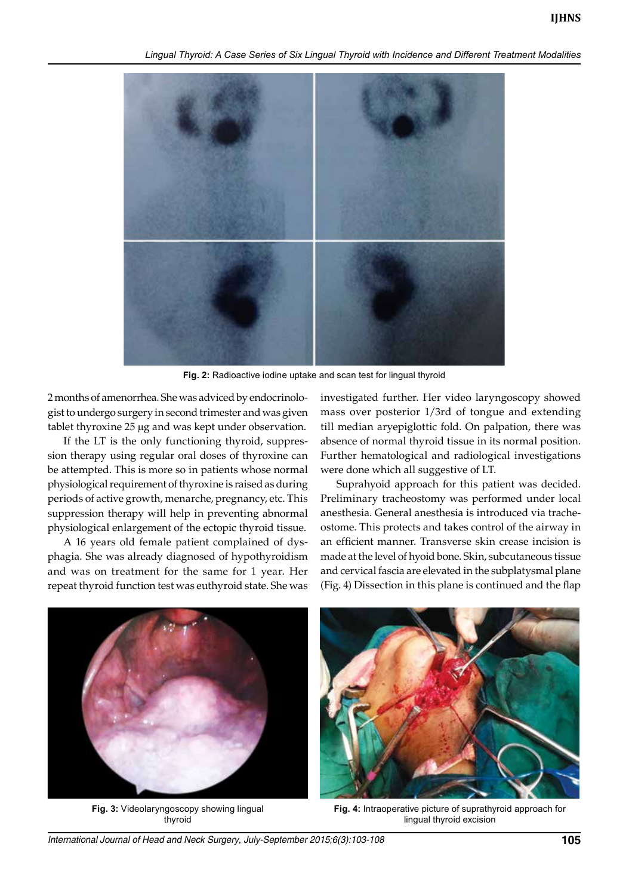Fig. 2: Radioactive iodine uptake and scan test for lingual thyroid

2 months of amenorrhea. She was adviced by endocrinologist to undergo surgery in second trimester and was given tablet thyroxine 25 µg and was kept under observation.

If the LT is the only functioning thyroid, suppression therapy using regular oral doses of thyroxine can be attempted. This is more so in patients whose normal physiological requirement of thyroxine is raised as during periods of active growth, menarche, pregnancy, etc. This suppression therapy will help in preventing abnormal physiological enlargement of the ectopic thyroid tissue.

A 16 years old female patient complained of dysphagia. She was already diagnosed of hypothyroidism and was on treatment for the same for 1 year. Her repeat thyroid function test was euthyroid state. She was investigated further. Her video laryngoscopy showed mass over posterior 1/3rd of tongue and extending till median aryepiglottic fold. On palpation, there was absence of normal thyroid tissue in its normal position. Further hematological and radiological investigations were done which suggestive of LT.

Suprahyoid approach for this patient was decided. Preliminary tracheostomy was performed under local anesthesia. General anesthesia is introduced via tracheostome. This protects and takes control of the airway in an efficient manner. Transverse skin crease incision is made at the level of hyoid bone. Skin, subcutaneous tissue and cervical fascia are elevated in the subplatysmal plane (Fig. 4) Dissection in this plane is continued and the flap

Fig. 3: Videolaryngoscopy showing lingual thyroid

Fig. 4: Intraoperative picture of suprathyroid approach for lingual thyroid excision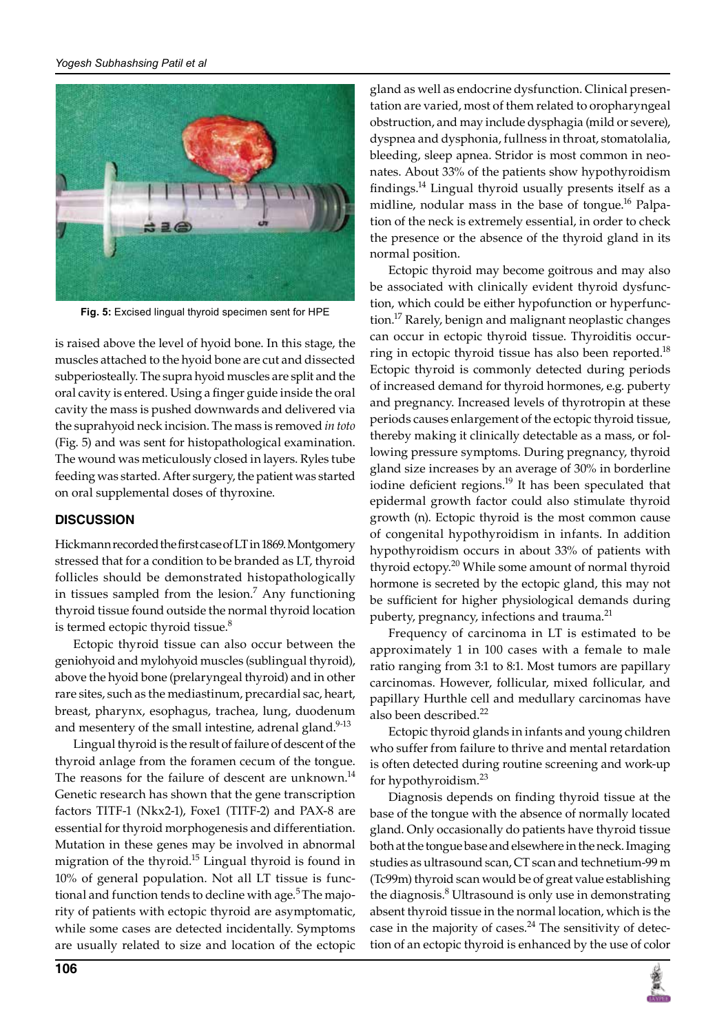Fig. 5: Excised lingual thyroid specimen sent for HPE

is raised above the level of hyoid bone. In this stage, the muscles attached to the hyoid bone are cut and dissected subperiosteally. The supra hyoid muscles are split and the oral cavity is entered. Using a finger guide inside the oral cavity the mass is pushed downwards and delivered via the suprahyoid neck incision. The mass is removed *in toto* (Fig. 5) and was sent for histopathological examination. The wound was meticulously closed in layers. Ryles tube feeding was started. After surgery, the patient was started on oral supplemental doses of thyroxine.

## DISCUSSION

Hickmann recorded the first case of LT in 1869. Montgomery stressed that for a condition to be branded as LT, thyroid follicles should be demonstrated histopathologically in tissues sampled from the lesion.[7] Any functioning thyroid tissue found outside the normal thyroid location is termed ectopic thyroid tissue.[8]

Ectopic thyroid tissue can also occur between the geniohyoid and mylohyoid muscles (sublingual thyroid), above the hyoid bone (prelaryngeal thyroid) and in other rare sites, such as the mediastinum, precardial sac, heart, breast, pharynx, esophagus, trachea, lung, duodenum and mesentery of the small intestine, adrenal gland.[9-13]

Lingual thyroid is the result of failure of descent of the thyroid anlage from the foramen cecum of the tongue. The reasons for the failure of descent are unknown.[14] Genetic research has shown that the gene transcription factors TITF-1 (Nkx2-1), Foxe1 (TITF-2) and PAX-8 are essential for thyroid morphogenesis and differentiation. Mutation in these genes may be involved in abnormal migration of the thyroid.[15] Lingual thyroid is found in 10% of general population. Not all LT tissue is functional and function tends to decline with age.[5] The majority of patients with ectopic thyroid are asymptomatic, while some cases are detected incidentally. Symptoms are usually related to size and location of the ectopic gland as well as endocrine dysfunction. Clinical presentation are varied, most of them related to oropharyngeal obstruction, and may include dysphagia (mild or severe), dyspnea and dysphonia, fullness in throat, stomatolalia, bleeding, sleep apnea. Stridor is most common in neonates. About 33% of the patients show hypothyroidism findings.[14] Lingual thyroid usually presents itself as a midline, nodular mass in the base of tongue.[16] Palpation of the neck is extremely essential, in order to check the presence or the absence of the thyroid gland in its normal position.

Ectopic thyroid may become goitrous and may also be associated with clinically evident thyroid dysfunction, which could be either hypofunction or hyperfunction.[17] Rarely, benign and malignant neoplastic changes can occur in ectopic thyroid tissue. Thyroiditis occurring in ectopic thyroid tissue has also been reported.[18] Ectopic thyroid is commonly detected during periods of increased demand for thyroid hormones, e.g. puberty and pregnancy. Increased levels of thyrotropin at these periods causes enlargement of the ectopic thyroid tissue, thereby making it clinically detectable as a mass, or following pressure symptoms. During pregnancy, thyroid gland size increases by an average of 30% in borderline iodine deficient regions.[19] It has been speculated that epidermal growth factor could also stimulate thyroid growth (n). Ectopic thyroid is the most common cause of congenital hypothyroidism in infants. In addition hypothyroidism occurs in about 33% of patients with thyroid ectopy.[20] While some amount of normal thyroid hormone is secreted by the ectopic gland, this may not be sufficient for higher physiological demands during puberty, pregnancy, infections and trauma.[21]

Frequency of carcinoma in LT is estimated to be approximately 1 in 100 cases with a female to male ratio ranging from 3:1 to 8:1. Most tumors are papillary carcinomas. However, follicular, mixed follicular, and papillary Hurthle cell and medullary carcinomas have also been described.[22]

Ectopic thyroid glands in infants and young children who suffer from failure to thrive and mental retardation is often detected during routine screening and work-up for hypothyroidism.[23]

Diagnosis depends on finding thyroid tissue at the base of the tongue with the absence of normally located gland. Only occasionally do patients have thyroid tissue both at the tongue base and elsewhere in the neck. Imaging studies as ultrasound scan, CT scan and technetium-99 m (Tc99m) thyroid scan would be of great value establishing the diagnosis.[8] Ultrasound is only use in demonstrating absent thyroid tissue in the normal location, which is the case in the majority of cases.[24] The sensitivity of detection of an ectopic thyroid is enhanced by the use of color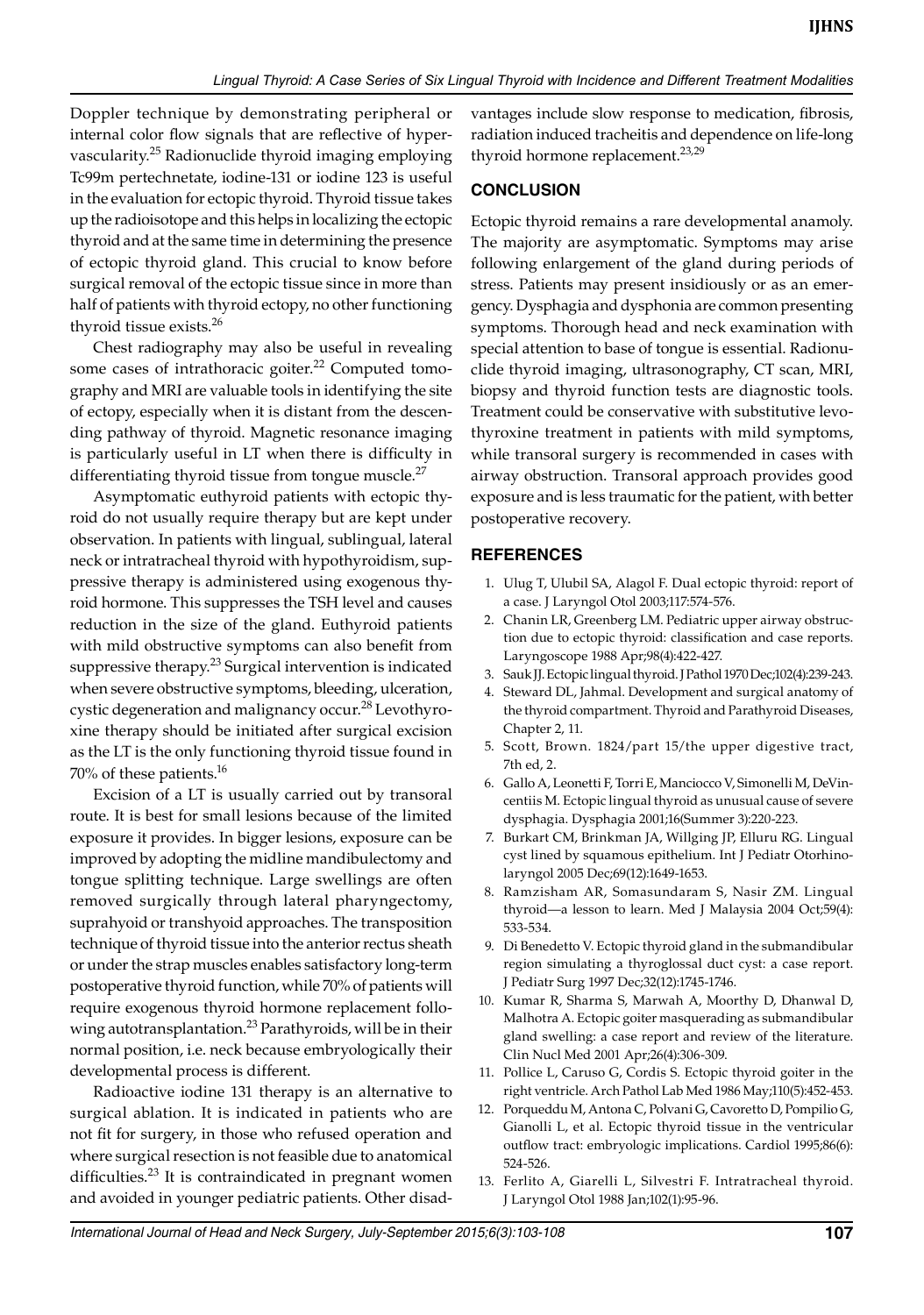Doppler technique by demonstrating peripheral or internal color flow signals that are reflective of hypervascularity.[25] Radionuclide thyroid imaging employing Tc99m pertechnetate, iodine-131 or iodine 123 is useful in the evaluation for ectopic thyroid. Thyroid tissue takes up the radioisotope and this helps in localizing the ectopic thyroid and at the same time in determining the presence of ectopic thyroid gland. This crucial to know before surgical removal of the ectopic tissue since in more than half of patients with thyroid ectopy, no other functioning thyroid tissue exists.[26]

Chest radiography may also be useful in revealing some cases of intrathoracic goiter.[22] Computed tomography and MRI are valuable tools in identifying the site of ectopy, especially when it is distant from the descending pathway of thyroid. Magnetic resonance imaging is particularly useful in LT when there is difficulty in differentiating thyroid tissue from tongue muscle.[27]

Asymptomatic euthyroid patients with ectopic thyroid do not usually require therapy but are kept under observation. In patients with lingual, sublingual, lateral neck or intratracheal thyroid with hypothyroidism, suppressive therapy is administered using exogenous thyroid hormone. This suppresses the TSH level and causes reduction in the size of the gland. Euthyroid patients with mild obstructive symptoms can also benefit from suppressive therapy.[23] Surgical intervention is indicated when severe obstructive symptoms, bleeding, ulceration, cystic degeneration and malignancy occur.[28] Levothyroxine therapy should be initiated after surgical excision as the LT is the only functioning thyroid tissue found in 70% of these patients.[16]

Excision of a LT is usually carried out by transoral route. It is best for small lesions because of the limited exposure it provides. In bigger lesions, exposure can be improved by adopting the midline mandibulectomy and tongue splitting technique. Large swellings are often removed surgically through lateral pharyngectomy, suprahyoid or transhyoid approaches. The transposition technique of thyroid tissue into the anterior rectus sheath or under the strap muscles enables satisfactory long-term postoperative thyroid function, while 70% of patients will require exogenous thyroid hormone replacement following autotransplantation.[23] Parathyroids, will be in their normal position, i.e. neck because embryologically their developmental process is different.

Radioactive iodine 131 therapy is an alternative to surgical ablation. It is indicated in patients who are not fit for surgery, in those who refused operation and where surgical resection is not feasible due to anatomical difficulties.[23] It is contraindicated in pregnant women and avoided in younger pediatric patients. Other disadvantages include slow response to medication, fibrosis, radiation induced tracheitis and dependence on life-long thyroid hormone replacement.[23,29]

## CONCLUSION

Ectopic thyroid remains a rare developmental anamoly. The majority are asymptomatic. Symptoms may arise following enlargement of the gland during periods of stress. Patients may present insidiously or as an emergency. Dysphagia and dysphonia are common presenting symptoms. Thorough head and neck examination with special attention to base of tongue is essential. Radionuclide thyroid imaging, ultrasonography, CT scan, MRI, biopsy and thyroid function tests are diagnostic tools. Treatment could be conservative with substitutive levothyroxine treatment in patients with mild symptoms, while transoral surgery is recommended in cases with airway obstruction. Transoral approach provides good exposure and is less traumatic for the patient, with better postoperative recovery.

## REFERENCES

1. Ulug T, Ulubil SA, Alagol F. Dual ectopic thyroid: report of a case. J Laryngol Otol 2003;117:574-576.
2. Chanin LR, Greenberg LM. Pediatric upper airway obstruction due to ectopic thyroid: classification and case reports. Laryngoscope 1988 Apr;98(4):422-427.
3. Sauk JJ. Ectopic lingual thyroid. J Pathol 1970 Dec;102(4):239-243.
4. Steward DL, Jahmal. Development and surgical anatomy of the thyroid compartment. Thyroid and Parathyroid Diseases, Chapter 2, 11.
5. Scott, Brown. 1824/part 15/the upper digestive tract, 7th ed, 2.
6. Gallo A, Leonetti F, Torri E, Manciocco V, Simonelli M, DeVincentiis M. Ectopic lingual thyroid as unusual cause of severe dysphagia. Dysphagia 2001;16(Summer 3):220-223.
7. Burkart CM, Brinkman JA, Willging JP, Elluru RG. Lingual cyst lined by squamous epithelium. Int J Pediatr Otorhinolaryngol 2005 Dec;69(12):1649-1653.
8. Ramzisham AR, Somasundaram S, Nasir ZM. Lingual thyroid—a lesson to learn. Med J Malaysia 2004 Oct;59(4): 533-534.
9. Di Benedetto V. Ectopic thyroid gland in the submandibular region simulating a thyroglossal duct cyst: a case report. J Pediatr Surg 1997 Dec;32(12):1745-1746.
10. Kumar R, Sharma S, Marwah A, Moorthy D, Dhanwal D, Malhotra A. Ectopic goiter masquerading as submandibular gland swelling: a case report and review of the literature. Clin Nucl Med 2001 Apr;26(4):306-309.
11. Pollice L, Caruso G, Cordis S. Ectopic thyroid goiter in the right ventricle. Arch Pathol Lab Med 1986 May;110(5):452-453.
12. Porqueddu M, Antona C, Polvani G, Cavoretto D, Pompilio G, Gianolli L, et al. Ectopic thyroid tissue in the ventricular outflow tract: embryologic implications. Cardiol 1995;86(6): 524-526.
13. Ferlito A, Giarelli L, Silvestri F. Intratracheal thyroid. J Laryngol Otol 1988 Jan;102(1):95-96.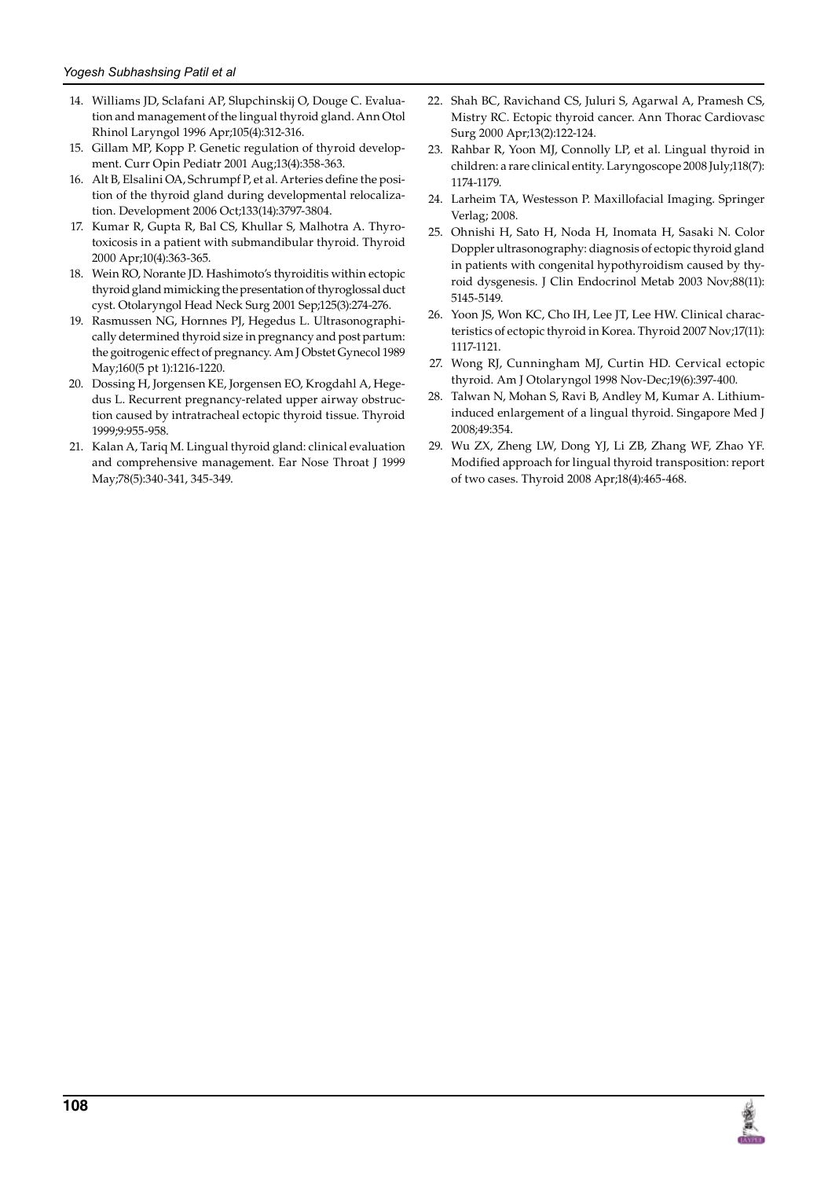14. Williams JD, Sclafani AP, Slupchinskij O, Douge C. Evaluation and management of the lingual thyroid gland. Ann Otol Rhinol Laryngol 1996 Apr;105(4):312-316.
15. Gillam MP, Kopp P. Genetic regulation of thyroid development. Curr Opin Pediatr 2001 Aug;13(4):358-363.
16. Alt B, Elsalini OA, Schrumpf P, et al. Arteries define the position of the thyroid gland during developmental relocalization. Development 2006 Oct;133(14):3797-3804.
17. Kumar R, Gupta R, Bal CS, Khullar S, Malhotra A. Thyrotoxicosis in a patient with submandibular thyroid. Thyroid 2000 Apr;10(4):363-365.
18. Wein RO, Norante JD. Hashimoto's thyroiditis within ectopic thyroid gland mimicking the presentation of thyroglossal duct cyst. Otolaryngol Head Neck Surg 2001 Sep;125(3):274-276.
19. Rasmussen NG, Hornnes PJ, Hegedus L. Ultrasonographically determined thyroid size in pregnancy and post partum: the goitrogenic effect of pregnancy. Am J Obstet Gynecol 1989 May;160(5 pt 1):1216-1220.
20. Dossing H, Jorgensen KE, Jorgensen EO, Krogdahl A, Hegedus L. Recurrent pregnancy-related upper airway obstruction caused by intratracheal ectopic thyroid tissue. Thyroid 1999;9:955-958.
21. Kalan A, Tariq M. Lingual thyroid gland: clinical evaluation and comprehensive management. Ear Nose Throat J 1999 May;78(5):340-341, 345-349.
22. Shah BC, Ravichand CS, Juluri S, Agarwal A, Pramesh CS, Mistry RC. Ectopic thyroid cancer. Ann Thorac Cardiovasc Surg 2000 Apr;13(2):122-124.
23. Rahbar R, Yoon MJ, Connolly LP, et al. Lingual thyroid in children: a rare clinical entity. Laryngoscope 2008 July;118(7): 1174-1179.
24. Larheim TA, Westesson P. Maxillofacial Imaging. Springer Verlag; 2008.
25. Ohnishi H, Sato H, Noda H, Inomata H, Sasaki N. Color Doppler ultrasonography: diagnosis of ectopic thyroid gland in patients with congenital hypothyroidism caused by thyroid dysgenesis. J Clin Endocrinol Metab 2003 Nov;88(11): 5145-5149.
26. Yoon JS, Won KC, Cho IH, Lee JT, Lee HW. Clinical characteristics of ectopic thyroid in Korea. Thyroid 2007 Nov;17(11): 1117-1121.
27. Wong RJ, Cunningham MJ, Curtin HD. Cervical ectopic thyroid. Am J Otolaryngol 1998 Nov-Dec;19(6):397-400.
28. Talwan N, Mohan S, Ravi B, Andley M, Kumar A. Lithium-induced enlargement of a lingual thyroid. Singapore Med J 2008;49:354.
29. Wu ZX, Zheng LW, Dong YJ, Li ZB, Zhang WF, Zhao YF. Modified approach for lingual thyroid transposition: report of two cases. Thyroid 2008 Apr;18(4):465-468.